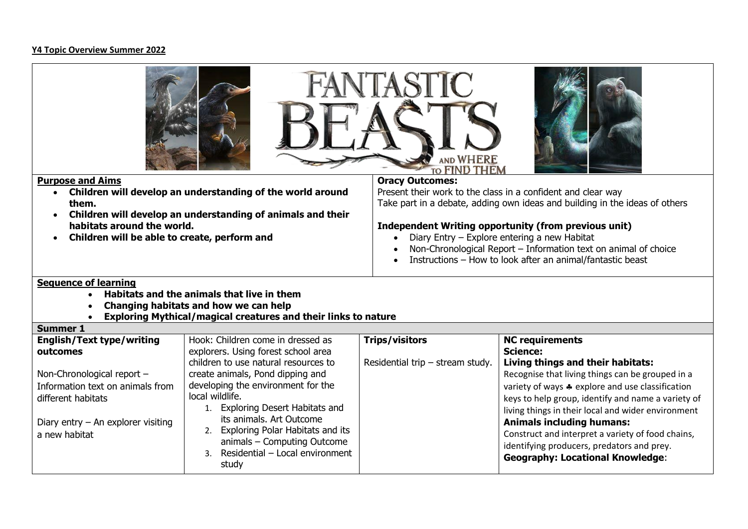**Y4 Topic Overview Summer 2022**

FANTASTIC BEASTS AND WHERE TO FIND THEM

**Purpose and Aims**

- **Children will develop an understanding of the world around them.**
- **Children will develop an understanding of animals and their habitats around the world.**
- **Children will be able to create, perform and**

**Oracy Outcomes:**

Present their work to the class in a confident and clear way

Take part in a debate, adding own ideas and building in the ideas of others

**Independent Writing opportunity (from previous unit)**

- Diary Entry – Explore entering a new Habitat
- Non-Chronological Report – Information text on animal of choice
- Instructions – How to look after an animal/fantastic beast

**Sequence of learning**

- **Habitats and the animals that live in them**
- **Changing habitats and how we can help**
- **Exploring Mythical/magical creatures and their links to nature**

**Summer 1**

| **English/Text type/writing outcomes** | | **Trips/visitors** | **NC requirements** |
|---|---|---|---|
| Non-Chronological report – Information text on animals from different habitats<br><br>Diary entry – An explorer visiting a new habitat | Hook: Children come in dressed as explorers. Using forest school area children to use natural resources to create animals, Pond dipping and developing the environment for the local wildlife.<br>1. Exploring Desert Habitats and its animals. Art Outcome<br>2. Exploring Polar Habitats and its animals – Computing Outcome<br>3. Residential – Local environment study | Residential trip – stream study. | **Science:**<br>**Living things and their habitats:**<br>Recognise that living things can be grouped in a variety of ways ♣ explore and use classification keys to help group, identify and name a variety of living things in their local and wider environment<br>**Animals including humans:**<br>Construct and interpret a variety of food chains, identifying producers, predators and prey.<br>**Geography: Locational Knowledge**: |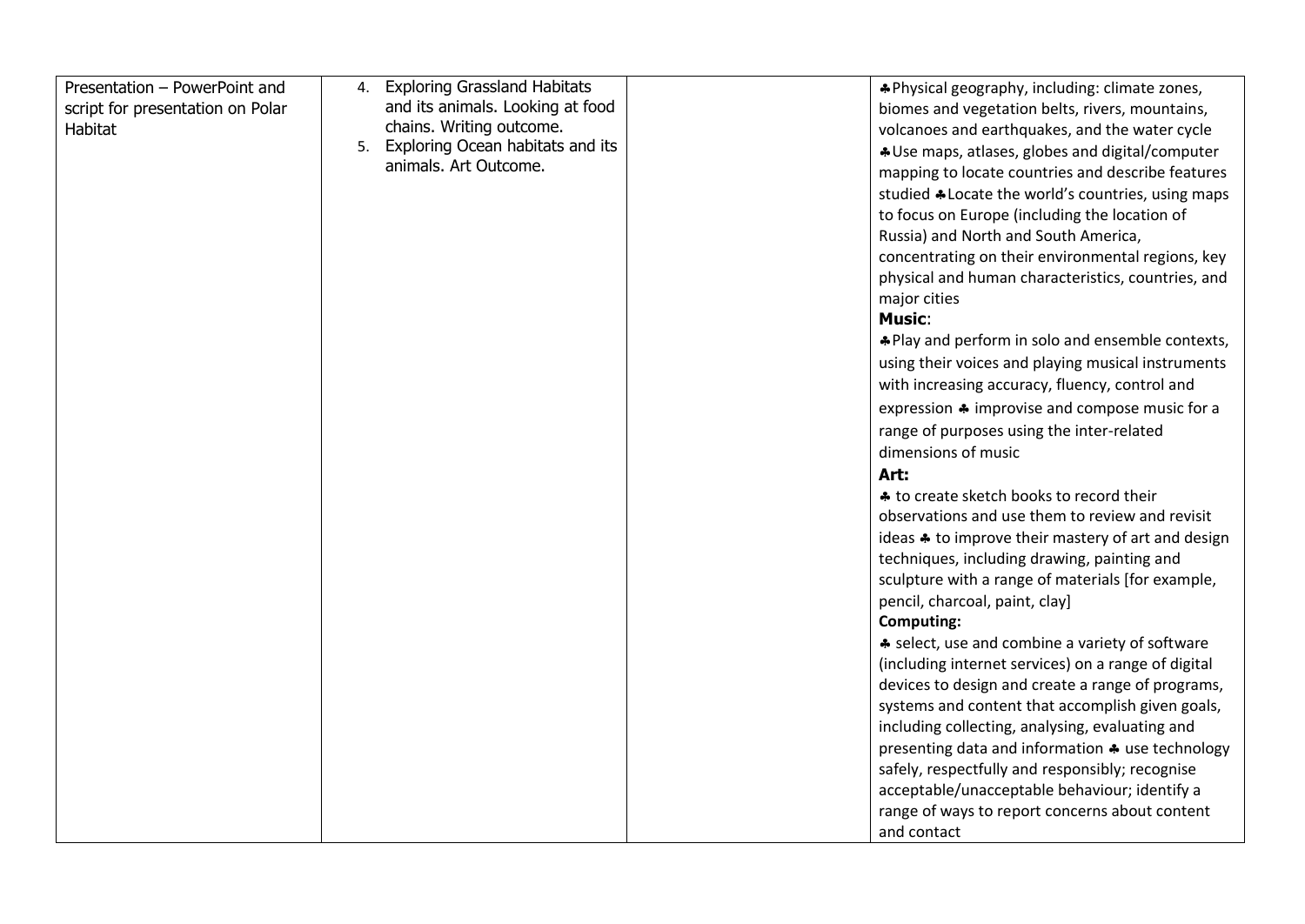| | | | |
|---|---|---|---|
| Presentation – PowerPoint and script for presentation on Polar Habitat | 4. Exploring Grassland Habitats and its animals. Looking at food chains. Writing outcome.<br>5. Exploring Ocean habitats and its animals. Art Outcome. | | ♣Physical geography, including: climate zones, biomes and vegetation belts, rivers, mountains, volcanoes and earthquakes, and the water cycle ♣Use maps, atlases, globes and digital/computer mapping to locate countries and describe features studied ♣Locate the world's countries, using maps to focus on Europe (including the location of Russia) and North and South America, concentrating on their environmental regions, key physical and human characteristics, countries, and major cities<br>**Music**:<br>♣Play and perform in solo and ensemble contexts, using their voices and playing musical instruments with increasing accuracy, fluency, control and expression ♣ improvise and compose music for a range of purposes using the inter-related dimensions of music<br>**Art:**<br>♣ to create sketch books to record their observations and use them to review and revisit ideas ♣ to improve their mastery of art and design techniques, including drawing, painting and sculpture with a range of materials [for example, pencil, charcoal, paint, clay]<br>**Computing:**<br>♣ select, use and combine a variety of software (including internet services) on a range of digital devices to design and create a range of programs, systems and content that accomplish given goals, including collecting, analysing, evaluating and presenting data and information ♣ use technology safely, respectfully and responsibly; recognise acceptable/unacceptable behaviour; identify a range of ways to report concerns about content and contact |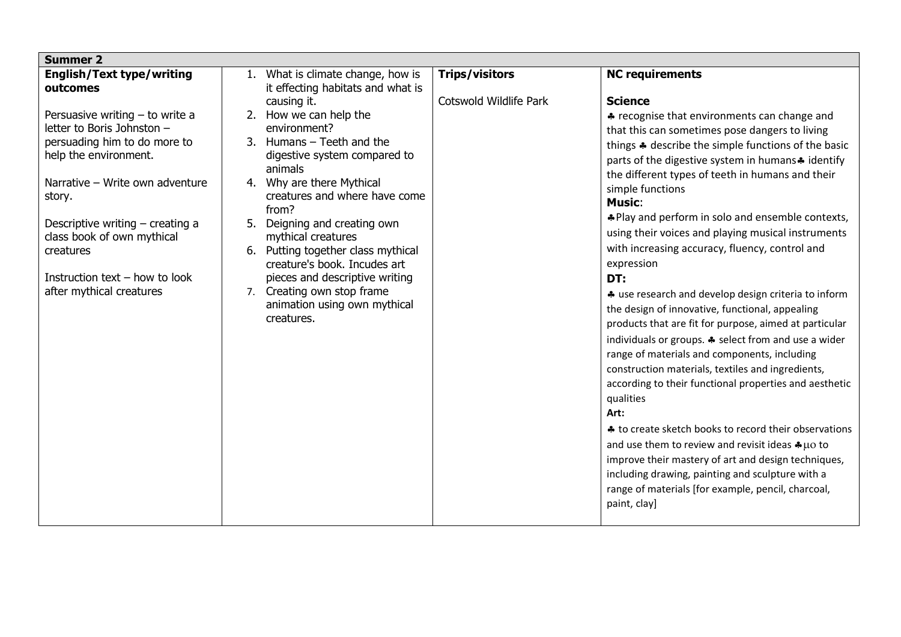| Summer 2 | | | |
|---|---|---|---|
| **English/Text type/writing outcomes**<br><br>Persuasive writing – to write a letter to Boris Johnston – persuading him to do more to help the environment.<br><br>Narrative – Write own adventure story.<br><br>Descriptive writing – creating a class book of own mythical creatures<br><br>Instruction text – how to look after mythical creatures | 1. What is climate change, how is it effecting habitats and what is causing it.<br>2. How we can help the environment?<br>3. Humans – Teeth and the digestive system compared to animals<br>4. Why are there Mythical creatures and where have come from?<br>5. Deigning and creating own mythical creatures<br>6. Putting together class mythical creature's book. Incudes art pieces and descriptive writing<br>7. Creating own stop frame animation using own mythical creatures. | **Trips/visitors**<br><br>Cotswold Wildlife Park | **NC requirements**<br><br>**Science**<br>♣ recognise that environments can change and that this can sometimes pose dangers to living things ♣ describe the simple functions of the basic parts of the digestive system in humans♣ identify the different types of teeth in humans and their simple functions<br>**Music**:<br>♣Play and perform in solo and ensemble contexts, using their voices and playing musical instruments with increasing accuracy, fluency, control and expression<br>**DT:**<br>♣ use research and develop design criteria to inform the design of innovative, functional, appealing products that are fit for purpose, aimed at particular individuals or groups. ♣ select from and use a wider range of materials and components, including construction materials, textiles and ingredients, according to their functional properties and aesthetic qualities<br>**Art:**<br>♣ to create sketch books to record their observations and use them to review and revisit ideas ♣μο to improve their mastery of art and design techniques, including drawing, painting and sculpture with a range of materials [for example, pencil, charcoal, paint, clay] |